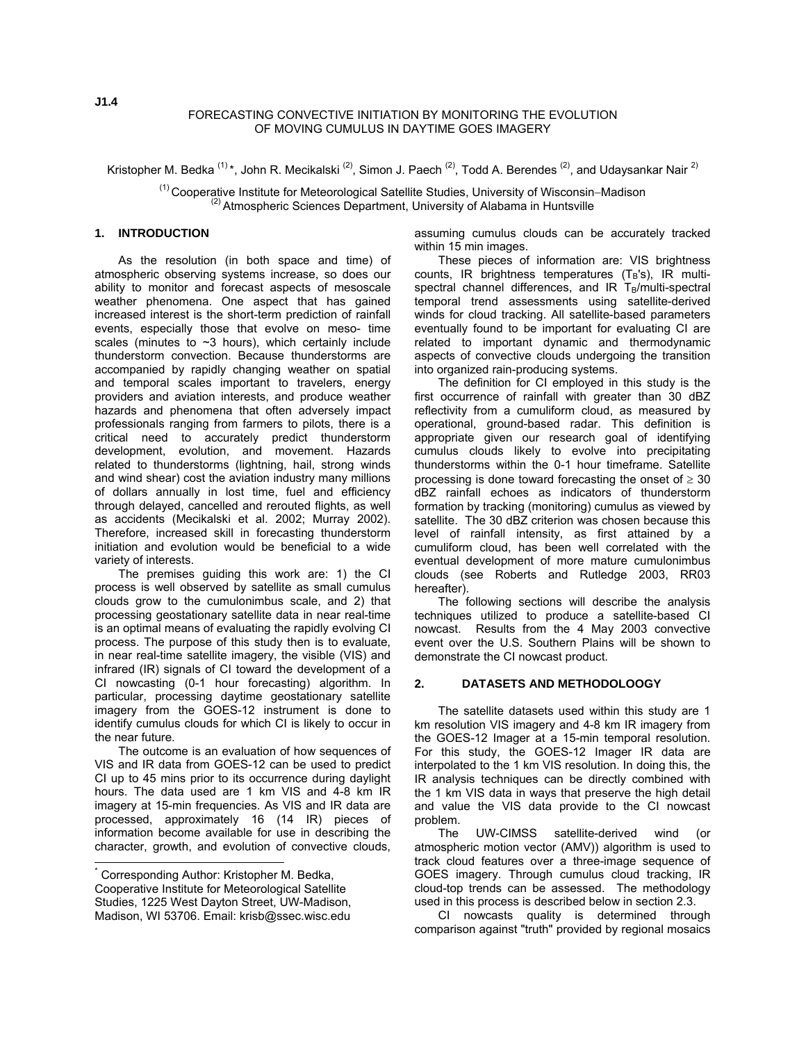J1.4

# FORECASTING CONVECTIVE INITIATION BY MONITORING THE EVOLUTION OF MOVING CUMULUS IN DAYTIME GOES IMAGERY

Kristopher M. Bedka [(1)] *, John R. Mecikalski [(2)], Simon J. Paech [(2)], Todd A. Berendes [(2)], and Udaysankar Nair [2)]

[(1)] Cooperative Institute for Meteorological Satellite Studies, University of Wisconsin–Madison
[(2)] Atmospheric Sciences Department, University of Alabama in Huntsville

## 1. INTRODUCTION

As the resolution (in both space and time) of atmospheric observing systems increase, so does our ability to monitor and forecast aspects of mesoscale weather phenomena. One aspect that has gained increased interest is the short-term prediction of rainfall events, especially those that evolve on meso- time scales (minutes to ~3 hours), which certainly include thunderstorm convection. Because thunderstorms are accompanied by rapidly changing weather on spatial and temporal scales important to travelers, energy providers and aviation interests, and produce weather hazards and phenomena that often adversely impact professionals ranging from farmers to pilots, there is a critical need to accurately predict thunderstorm development, evolution, and movement. Hazards related to thunderstorms (lightning, hail, strong winds and wind shear) cost the aviation industry many millions of dollars annually in lost time, fuel and efficiency through delayed, cancelled and rerouted flights, as well as accidents (Mecikalski et al. 2002; Murray 2002). Therefore, increased skill in forecasting thunderstorm initiation and evolution would be beneficial to a wide variety of interests.

The premises guiding this work are: 1) the CI process is well observed by satellite as small cumulus clouds grow to the cumulonimbus scale, and 2) that processing geostationary satellite data in near real-time is an optimal means of evaluating the rapidly evolving CI process. The purpose of this study then is to evaluate, in near real-time satellite imagery, the visible (VIS) and infrared (IR) signals of CI toward the development of a CI nowcasting (0-1 hour forecasting) algorithm. In particular, processing daytime geostationary satellite imagery from the GOES-12 instrument is done to identify cumulus clouds for which CI is likely to occur in the near future.

The outcome is an evaluation of how sequences of VIS and IR data from GOES-12 can be used to predict CI up to 45 mins prior to its occurrence during daylight hours. The data used are 1 km VIS and 4-8 km IR imagery at 15-min frequencies. As VIS and IR data are processed, approximately 16 (14 IR) pieces of information become available for use in describing the character, growth, and evolution of convective clouds, assuming cumulus clouds can be accurately tracked within 15 min images.

These pieces of information are: VIS brightness counts, IR brightness temperatures ($T_B$'s), IR multi-spectral channel differences, and IR $T_B$/multi-spectral temporal trend assessments using satellite-derived winds for cloud tracking. All satellite-based parameters eventually found to be important for evaluating CI are related to important dynamic and thermodynamic aspects of convective clouds undergoing the transition into organized rain-producing systems.

The definition for CI employed in this study is the first occurrence of rainfall with greater than 30 dBZ reflectivity from a cumuliform cloud, as measured by operational, ground-based radar. This definition is appropriate given our research goal of identifying cumulus clouds likely to evolve into precipitating thunderstorms within the 0-1 hour timeframe. Satellite processing is done toward forecasting the onset of $\geq$ 30 dBZ rainfall echoes as indicators of thunderstorm formation by tracking (monitoring) cumulus as viewed by satellite. The 30 dBZ criterion was chosen because this level of rainfall intensity, as first attained by a cumuliform cloud, has been well correlated with the eventual development of more mature cumulonimbus clouds (see Roberts and Rutledge 2003, RR03 hereafter).

The following sections will describe the analysis techniques utilized to produce a satellite-based CI nowcast. Results from the 4 May 2003 convective event over the U.S. Southern Plains will be shown to demonstrate the CI nowcast product.

## 2. DATASETS AND METHODOLOOGY

The satellite datasets used within this study are 1 km resolution VIS imagery and 4-8 km IR imagery from the GOES-12 Imager at a 15-min temporal resolution. For this study, the GOES-12 Imager IR data are interpolated to the 1 km VIS resolution. In doing this, the IR analysis techniques can be directly combined with the 1 km VIS data in ways that preserve the high detail and value the VIS data provide to the CI nowcast problem.

The UW-CIMSS satellite-derived wind (or atmospheric motion vector (AMV)) algorithm is used to track cloud features over a three-image sequence of GOES imagery. Through cumulus cloud tracking, IR cloud-top trends can be assessed. The methodology used in this process is described below in section 2.3.

CI nowcasts quality is determined through comparison against "truth" provided by regional mosaics

---

* Corresponding Author: Kristopher M. Bedka, Cooperative Institute for Meteorological Satellite Studies, 1225 West Dayton Street, UW-Madison, Madison, WI 53706. Email: krisb@ssec.wisc.edu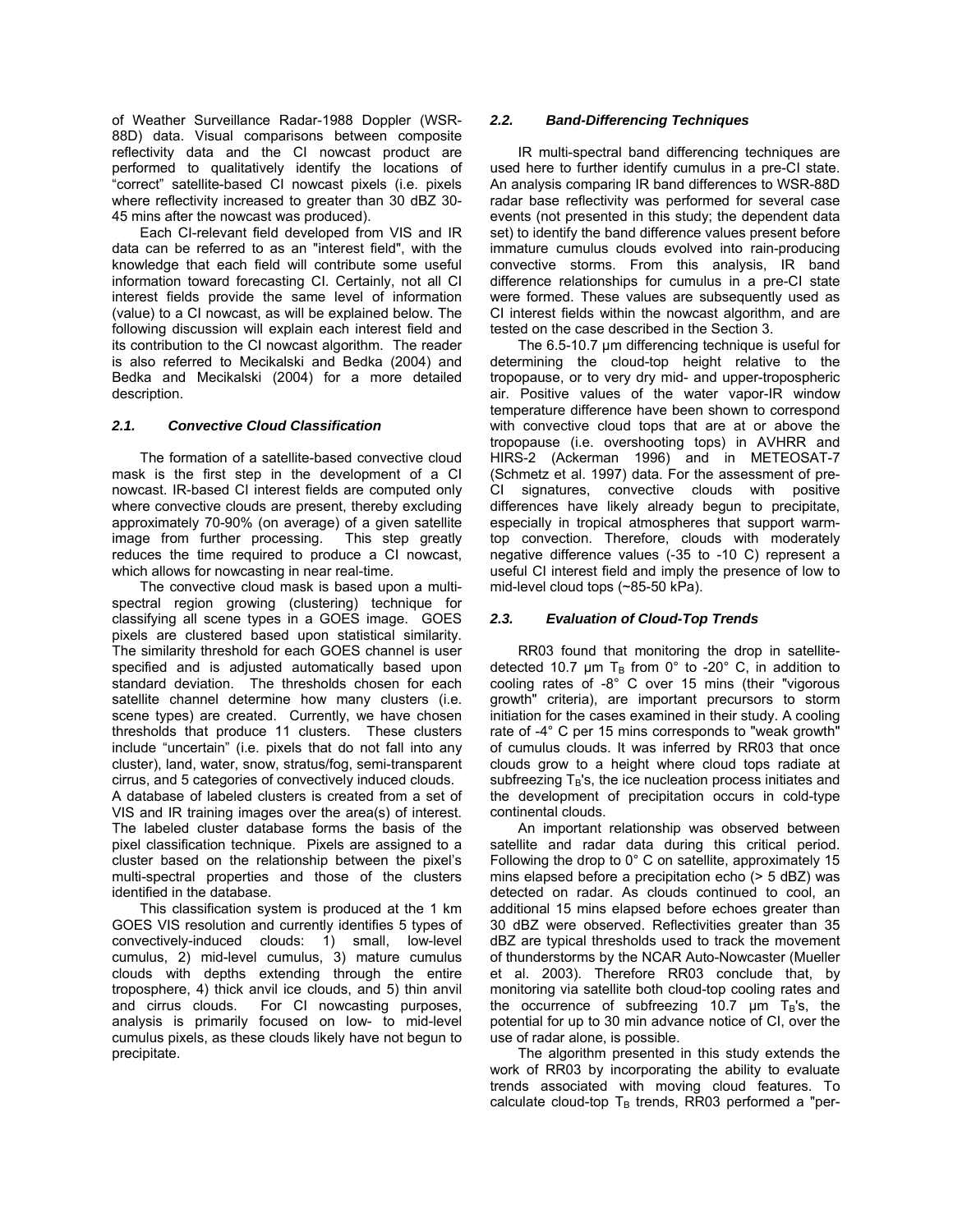of Weather Surveillance Radar-1988 Doppler (WSR-88D) data. Visual comparisons between composite reflectivity data and the CI nowcast product are performed to qualitatively identify the locations of "correct" satellite-based CI nowcast pixels (i.e. pixels where reflectivity increased to greater than 30 dBZ 30-45 mins after the nowcast was produced).

Each CI-relevant field developed from VIS and IR data can be referred to as an "interest field", with the knowledge that each field will contribute some useful information toward forecasting CI. Certainly, not all CI interest fields provide the same level of information (value) to a CI nowcast, as will be explained below. The following discussion will explain each interest field and its contribution to the CI nowcast algorithm. The reader is also referred to Mecikalski and Bedka (2004) and Bedka and Mecikalski (2004) for a more detailed description.

### *2.1. Convective Cloud Classification*

The formation of a satellite-based convective cloud mask is the first step in the development of a CI nowcast. IR-based CI interest fields are computed only where convective clouds are present, thereby excluding approximately 70-90% (on average) of a given satellite image from further processing. This step greatly reduces the time required to produce a CI nowcast, which allows for nowcasting in near real-time.

The convective cloud mask is based upon a multi-spectral region growing (clustering) technique for classifying all scene types in a GOES image. GOES pixels are clustered based upon statistical similarity. The similarity threshold for each GOES channel is user specified and is adjusted automatically based upon standard deviation. The thresholds chosen for each satellite channel determine how many clusters (i.e. scene types) are created. Currently, we have chosen thresholds that produce 11 clusters. These clusters include "uncertain" (i.e. pixels that do not fall into any cluster), land, water, snow, stratus/fog, semi-transparent cirrus, and 5 categories of convectively induced clouds. A database of labeled clusters is created from a set of VIS and IR training images over the area(s) of interest. The labeled cluster database forms the basis of the pixel classification technique. Pixels are assigned to a cluster based on the relationship between the pixel's multi-spectral properties and those of the clusters identified in the database.

This classification system is produced at the 1 km GOES VIS resolution and currently identifies 5 types of convectively-induced clouds: 1) small, low-level cumulus, 2) mid-level cumulus, 3) mature cumulus clouds with depths extending through the entire troposphere, 4) thick anvil ice clouds, and 5) thin anvil and cirrus clouds. For CI nowcasting purposes, analysis is primarily focused on low- to mid-level cumulus pixels, as these clouds likely have not begun to precipitate.

### *2.2. Band-Differencing Techniques*

IR multi-spectral band differencing techniques are used here to further identify cumulus in a pre-CI state. An analysis comparing IR band differences to WSR-88D radar base reflectivity was performed for several case events (not presented in this study; the dependent data set) to identify the band difference values present before immature cumulus clouds evolved into rain-producing convective storms. From this analysis, IR band difference relationships for cumulus in a pre-CI state were formed. These values are subsequently used as CI interest fields within the nowcast algorithm, and are tested on the case described in the Section 3.

The 6.5-10.7 µm differencing technique is useful for determining the cloud-top height relative to the tropopause, or to very dry mid- and upper-tropospheric air. Positive values of the water vapor-IR window temperature difference have been shown to correspond with convective cloud tops that are at or above the tropopause (i.e. overshooting tops) in AVHRR and HIRS-2 (Ackerman 1996) and in METEOSAT-7 (Schmetz et al. 1997) data. For the assessment of pre-CI signatures, convective clouds with positive differences have likely already begun to precipitate, especially in tropical atmospheres that support warm-top convection. Therefore, clouds with moderately negative difference values (-35 to -10 C) represent a useful CI interest field and imply the presence of low to mid-level cloud tops (~85-50 kPa).

### *2.3. Evaluation of Cloud-Top Trends*

RR03 found that monitoring the drop in satellite-detected 10.7 µm $T_B$ from 0° to -20° C, in addition to cooling rates of -8° C over 15 mins (their "vigorous growth" criteria), are important precursors to storm initiation for the cases examined in their study. A cooling rate of -4° C per 15 mins corresponds to "weak growth" of cumulus clouds. It was inferred by RR03 that once clouds grow to a height where cloud tops radiate at subfreezing $T_B$'s, the ice nucleation process initiates and the development of precipitation occurs in cold-type continental clouds.

An important relationship was observed between satellite and radar data during this critical period. Following the drop to 0° C on satellite, approximately 15 mins elapsed before a precipitation echo (> 5 dBZ) was detected on radar. As clouds continued to cool, an additional 15 mins elapsed before echoes greater than 30 dBZ were observed. Reflectivities greater than 35 dBZ are typical thresholds used to track the movement of thunderstorms by the NCAR Auto-Nowcaster (Mueller et al. 2003). Therefore RR03 conclude that, by monitoring via satellite both cloud-top cooling rates and the occurrence of subfreezing 10.7 µm $T_B$'s, the potential for up to 30 min advance notice of CI, over the use of radar alone, is possible.

The algorithm presented in this study extends the work of RR03 by incorporating the ability to evaluate trends associated with moving cloud features. To calculate cloud-top $T_B$ trends, RR03 performed a "per-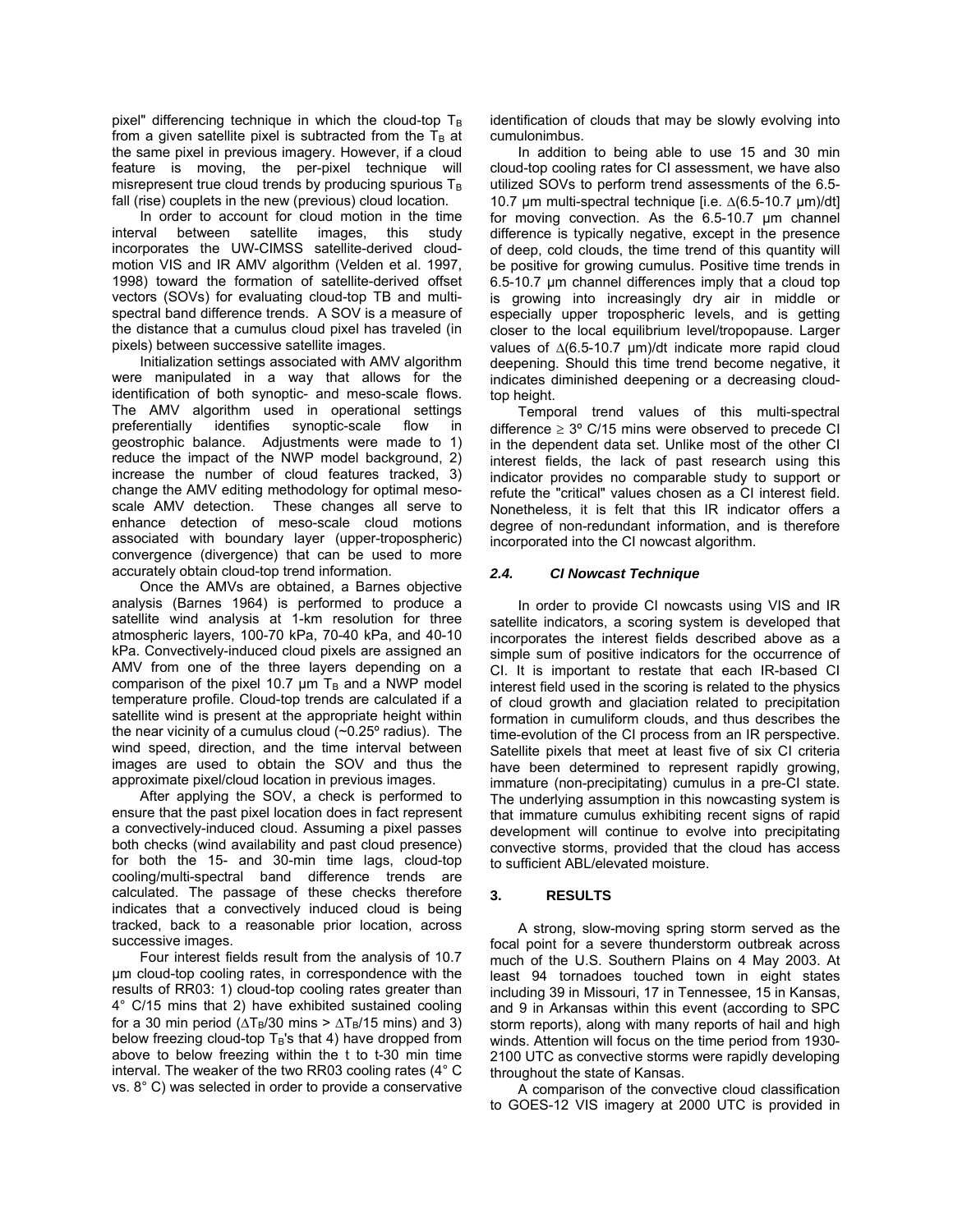pixel" differencing technique in which the cloud-top $T_B$ from a given satellite pixel is subtracted from the $T_B$ at the same pixel in previous imagery. However, if a cloud feature is moving, the per-pixel technique will misrepresent true cloud trends by producing spurious $T_B$ fall (rise) couplets in the new (previous) cloud location.

In order to account for cloud motion in the time interval between satellite images, this study incorporates the UW-CIMSS satellite-derived cloud-motion VIS and IR AMV algorithm (Velden et al. 1997, 1998) toward the formation of satellite-derived offset vectors (SOVs) for evaluating cloud-top TB and multi-spectral band difference trends. A SOV is a measure of the distance that a cumulus cloud pixel has traveled (in pixels) between successive satellite images.

Initialization settings associated with AMV algorithm were manipulated in a way that allows for the identification of both synoptic- and meso-scale flows. The AMV algorithm used in operational settings preferentially identifies synoptic-scale flow in geostrophic balance. Adjustments were made to 1) reduce the impact of the NWP model background, 2) increase the number of cloud features tracked, 3) change the AMV editing methodology for optimal meso-scale AMV detection. These changes all serve to enhance detection of meso-scale cloud motions associated with boundary layer (upper-tropospheric) convergence (divergence) that can be used to more accurately obtain cloud-top trend information.

Once the AMVs are obtained, a Barnes objective analysis (Barnes 1964) is performed to produce a satellite wind analysis at 1-km resolution for three atmospheric layers, 100-70 kPa, 70-40 kPa, and 40-10 kPa. Convectively-induced cloud pixels are assigned an AMV from one of the three layers depending on a comparison of the pixel 10.7 µm $T_B$ and a NWP model temperature profile. Cloud-top trends are calculated if a satellite wind is present at the appropriate height within the near vicinity of a cumulus cloud (~0.25º radius). The wind speed, direction, and the time interval between images are used to obtain the SOV and thus the approximate pixel/cloud location in previous images.

After applying the SOV, a check is performed to ensure that the past pixel location does in fact represent a convectively-induced cloud. Assuming a pixel passes both checks (wind availability and past cloud presence) for both the 15- and 30-min time lags, cloud-top cooling/multi-spectral band difference trends are calculated. The passage of these checks therefore indicates that a convectively induced cloud is being tracked, back to a reasonable prior location, across successive images.

Four interest fields result from the analysis of 10.7 µm cloud-top cooling rates, in correspondence with the results of RR03: 1) cloud-top cooling rates greater than 4° C/15 mins that 2) have exhibited sustained cooling for a 30 min period ($\Delta T_B$/30 mins > $\Delta T_B$/15 mins) and 3) below freezing cloud-top $T_B$'s that 4) have dropped from above to below freezing within the t to t-30 min time interval. The weaker of the two RR03 cooling rates (4° C vs. 8° C) was selected in order to provide a conservative identification of clouds that may be slowly evolving into cumulonimbus.

In addition to being able to use 15 and 30 min cloud-top cooling rates for CI assessment, we have also utilized SOVs to perform trend assessments of the 6.5-10.7 µm multi-spectral technique [i.e. $\Delta$(6.5-10.7 µm)/dt] for moving convection. As the 6.5-10.7 µm channel difference is typically negative, except in the presence of deep, cold clouds, the time trend of this quantity will be positive for growing cumulus. Positive time trends in 6.5-10.7 µm channel differences imply that a cloud top is growing into increasingly dry air in middle or especially upper tropospheric levels, and is getting closer to the local equilibrium level/tropopause. Larger values of $\Delta$(6.5-10.7 µm)/dt indicate more rapid cloud deepening. Should this time trend become negative, it indicates diminished deepening or a decreasing cloud-top height.

Temporal trend values of this multi-spectral difference $\geq$ 3º C/15 mins were observed to precede CI in the dependent data set. Unlike most of the other CI interest fields, the lack of past research using this indicator provides no comparable study to support or refute the "critical" values chosen as a CI interest field. Nonetheless, it is felt that this IR indicator offers a degree of non-redundant information, and is therefore incorporated into the CI nowcast algorithm.

### *2.4. CI Nowcast Technique*

In order to provide CI nowcasts using VIS and IR satellite indicators, a scoring system is developed that incorporates the interest fields described above as a simple sum of positive indicators for the occurrence of CI. It is important to restate that each IR-based CI interest field used in the scoring is related to the physics of cloud growth and glaciation related to precipitation formation in cumuliform clouds, and thus describes the time-evolution of the CI process from an IR perspective. Satellite pixels that meet at least five of six CI criteria have been determined to represent rapidly growing, immature (non-precipitating) cumulus in a pre-CI state. The underlying assumption in this nowcasting system is that immature cumulus exhibiting recent signs of rapid development will continue to evolve into precipitating convective storms, provided that the cloud has access to sufficient ABL/elevated moisture.

## 3. RESULTS

A strong, slow-moving spring storm served as the focal point for a severe thunderstorm outbreak across much of the U.S. Southern Plains on 4 May 2003. At least 94 tornadoes touched town in eight states including 39 in Missouri, 17 in Tennessee, 15 in Kansas, and 9 in Arkansas within this event (according to SPC storm reports), along with many reports of hail and high winds. Attention will focus on the time period from 1930-2100 UTC as convective storms were rapidly developing throughout the state of Kansas.

A comparison of the convective cloud classification to GOES-12 VIS imagery at 2000 UTC is provided in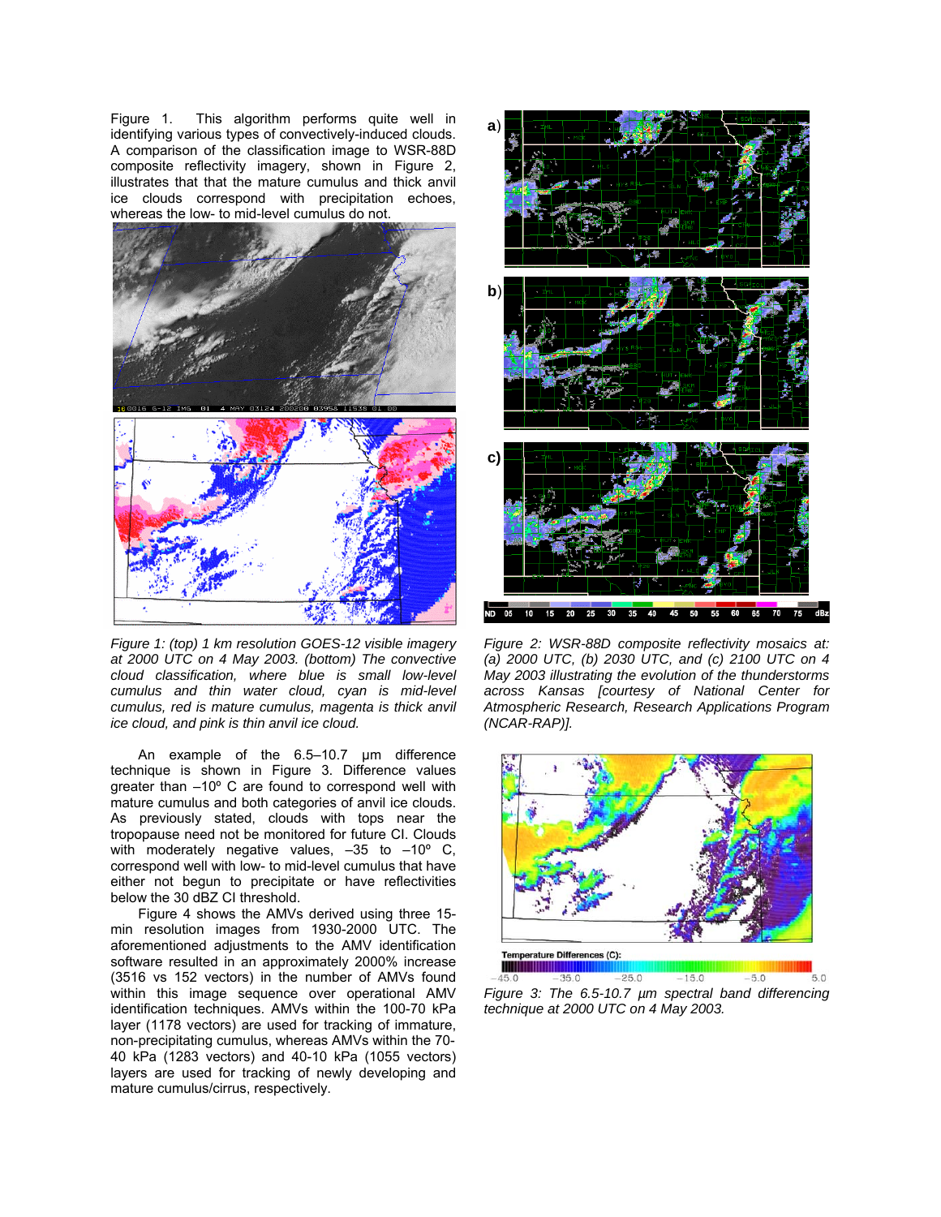Figure 1. This algorithm performs quite well in identifying various types of convectively-induced clouds. A comparison of the classification image to WSR-88D composite reflectivity imagery, shown in Figure 2, illustrates that that the mature cumulus and thick anvil ice clouds correspond with precipitation echoes, whereas the low- to mid-level cumulus do not.

*Figure 1: (top) 1 km resolution GOES-12 visible imagery at 2000 UTC on 4 May 2003. (bottom) The convective cloud classification, where blue is small low-level cumulus and thin water cloud, cyan is mid-level cumulus, red is mature cumulus, magenta is thick anvil ice cloud, and pink is thin anvil ice cloud.*

An example of the 6.5–10.7 µm difference technique is shown in Figure 3. Difference values greater than –10º C are found to correspond well with mature cumulus and both categories of anvil ice clouds. As previously stated, clouds with tops near the tropopause need not be monitored for future CI. Clouds with moderately negative values, –35 to –10º C, correspond well with low- to mid-level cumulus that have either not begun to precipitate or have reflectivities below the 30 dBZ CI threshold.

Figure 4 shows the AMVs derived using three 15-min resolution images from 1930-2000 UTC. The aforementioned adjustments to the AMV identification software resulted in an approximately 2000% increase (3516 vs 152 vectors) in the number of AMVs found within this image sequence over operational AMV identification techniques. AMVs within the 100-70 kPa layer (1178 vectors) are used for tracking of immature, non-precipitating cumulus, whereas AMVs within the 70-40 kPa (1283 vectors) and 40-10 kPa (1055 vectors) layers are used for tracking of newly developing and mature cumulus/cirrus, respectively.

*Figure 2: WSR-88D composite reflectivity mosaics at: (a) 2000 UTC, (b) 2030 UTC, and (c) 2100 UTC on 4 May 2003 illustrating the evolution of the thunderstorms across Kansas [courtesy of National Center for Atmospheric Research, Research Applications Program (NCAR-RAP)].*

*Figure 3: The 6.5-10.7 µm spectral band differencing technique at 2000 UTC on 4 May 2003.*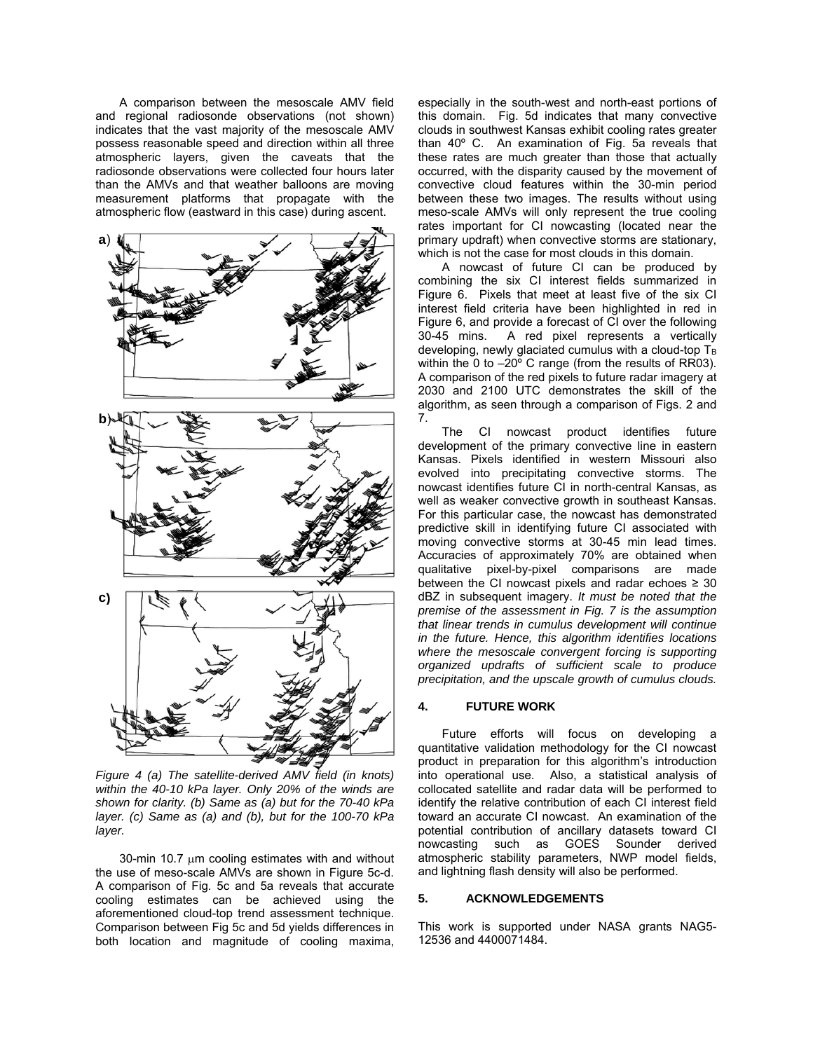A comparison between the mesoscale AMV field and regional radiosonde observations (not shown) indicates that the vast majority of the mesoscale AMV possess reasonable speed and direction within all three atmospheric layers, given the caveats that the radiosonde observations were collected four hours later than the AMVs and that weather balloons are moving measurement platforms that propagate with the atmospheric flow (eastward in this case) during ascent.

*Figure 4 (a) The satellite-derived AMV field (in knots) within the 40-10 kPa layer. Only 20% of the winds are shown for clarity. (b) Same as (a) but for the 70-40 kPa layer. (c) Same as (a) and (b), but for the 100-70 kPa layer.*

30-min 10.7 μm cooling estimates with and without the use of meso-scale AMVs are shown in Figure 5c-d. A comparison of Fig. 5c and 5a reveals that accurate cooling estimates can be achieved using the aforementioned cloud-top trend assessment technique. Comparison between Fig 5c and 5d yields differences in both location and magnitude of cooling maxima, especially in the south-west and north-east portions of this domain. Fig. 5d indicates that many convective clouds in southwest Kansas exhibit cooling rates greater than 40º C. An examination of Fig. 5a reveals that these rates are much greater than those that actually occurred, with the disparity caused by the movement of convective cloud features within the 30-min period between these two images. The results without using meso-scale AMVs will only represent the true cooling rates important for CI nowcasting (located near the primary updraft) when convective storms are stationary, which is not the case for most clouds in this domain.

A nowcast of future CI can be produced by combining the six CI interest fields summarized in Figure 6. Pixels that meet at least five of the six CI interest field criteria have been highlighted in red in Figure 6, and provide a forecast of CI over the following 30-45 mins. A red pixel represents a vertically developing, newly glaciated cumulus with a cloud-top $T_B$ within the 0 to –20º C range (from the results of RR03). A comparison of the red pixels to future radar imagery at 2030 and 2100 UTC demonstrates the skill of the algorithm, as seen through a comparison of Figs. 2 and 7.

The CI nowcast product identifies future development of the primary convective line in eastern Kansas. Pixels identified in western Missouri also evolved into precipitating convective storms. The nowcast identifies future CI in north-central Kansas, as well as weaker convective growth in southeast Kansas. For this particular case, the nowcast has demonstrated predictive skill in identifying future CI associated with moving convective storms at 30-45 min lead times. Accuracies of approximately 70% are obtained when qualitative pixel-by-pixel comparisons are made between the CI nowcast pixels and radar echoes ≥ 30 dBZ in subsequent imagery. *It must be noted that the premise of the assessment in Fig. 7 is the assumption that linear trends in cumulus development will continue in the future. Hence, this algorithm identifies locations where the mesoscale convergent forcing is supporting organized updrafts of sufficient scale to produce precipitation, and the upscale growth of cumulus clouds.*

## 4. FUTURE WORK

Future efforts will focus on developing a quantitative validation methodology for the CI nowcast product in preparation for this algorithm's introduction into operational use. Also, a statistical analysis of collocated satellite and radar data will be performed to identify the relative contribution of each CI interest field toward an accurate CI nowcast. An examination of the potential contribution of ancillary datasets toward CI nowcasting such as GOES Sounder derived atmospheric stability parameters, NWP model fields, and lightning flash density will also be performed.

## 5. ACKNOWLEDGEMENTS

This work is supported under NASA grants NAG5-12536 and 4400071484.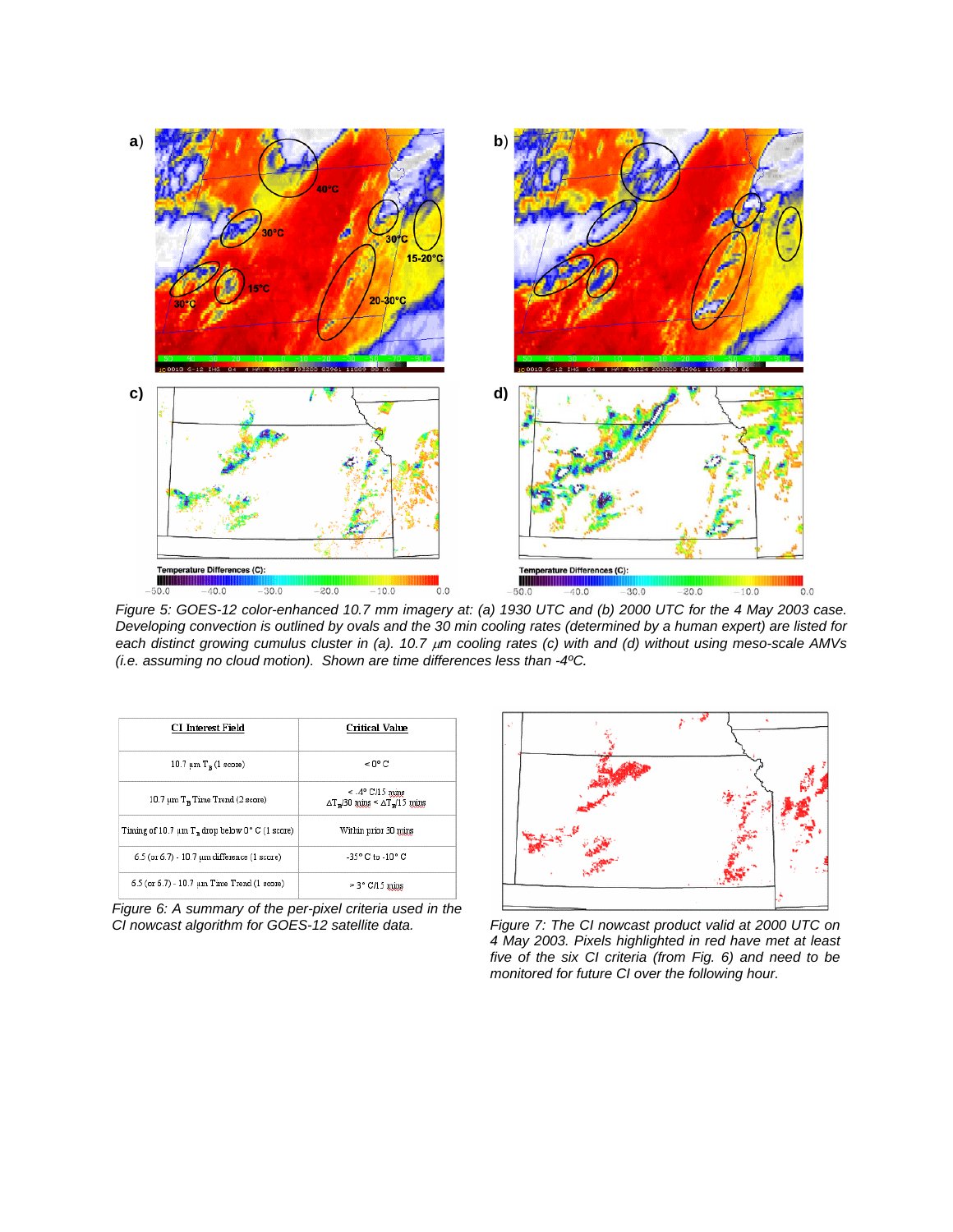*Figure 5: GOES-12 color-enhanced 10.7 mm imagery at: (a) 1930 UTC and (b) 2000 UTC for the 4 May 2003 case. Developing convection is outlined by ovals and the 30 min cooling rates (determined by a human expert) are listed for each distinct growing cumulus cluster in (a). 10.7 μm cooling rates (c) with and (d) without using meso-scale AMVs (i.e. assuming no cloud motion). Shown are time differences less than -4ºC.*

| CI Interest Field | Critical Value |
|---|---|
| 10.7 μm $T_B$ (1 score) | < 0° C |
| 10.7 μm $T_B$ Time Trend (2 score) | < -4° C/15 mins<br>$\Delta T_B$/30 mins < $\Delta T_B$/15 mins |
| Timing of 10.7 μm $T_B$ drop below 0° C (1 score) | Within prior 30 mins |
| 6.5 (or 6.7) - 10.7 μm difference (1 score) | -35° C to -10° C |
| 6.5 (or 6.7) - 10.7 μm Time Trend (1 score) | > 3° C/15 mins |

*Figure 6: A summary of the per-pixel criteria used in the CI nowcast algorithm for GOES-12 satellite data.*

*Figure 7: The CI nowcast product valid at 2000 UTC on 4 May 2003. Pixels highlighted in red have met at least five of the six CI criteria (from Fig. 6) and need to be monitored for future CI over the following hour.*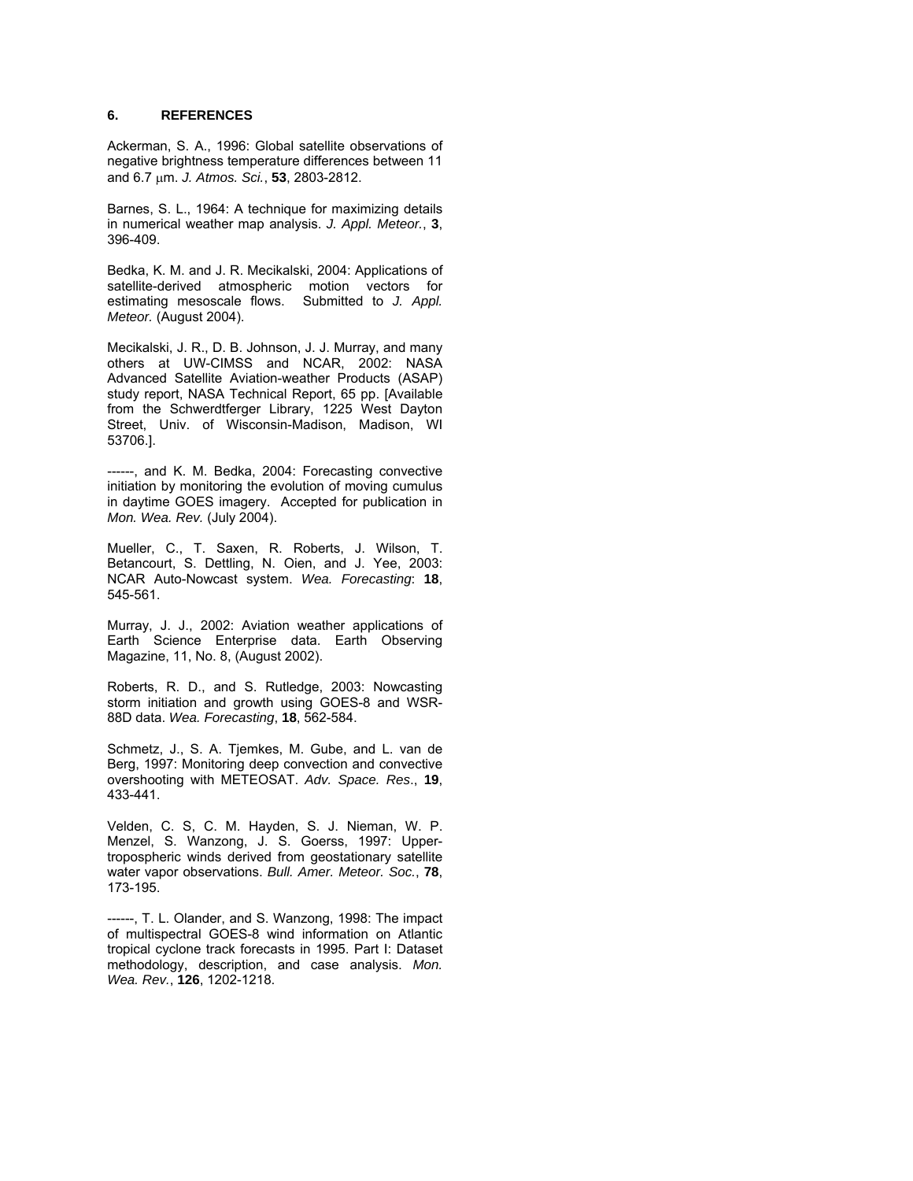## 6. REFERENCES

Ackerman, S. A., 1996: Global satellite observations of negative brightness temperature differences between 11 and 6.7 μm. *J. Atmos. Sci.*, **53**, 2803-2812.

Barnes, S. L., 1964: A technique for maximizing details in numerical weather map analysis. *J. Appl. Meteor.*, **3**, 396-409.

Bedka, K. M. and J. R. Mecikalski, 2004: Applications of satellite-derived atmospheric motion vectors for estimating mesoscale flows. Submitted to *J. Appl. Meteor.* (August 2004).

Mecikalski, J. R., D. B. Johnson, J. J. Murray, and many others at UW-CIMSS and NCAR, 2002: NASA Advanced Satellite Aviation-weather Products (ASAP) study report, NASA Technical Report, 65 pp. [Available from the Schwerdtferger Library, 1225 West Dayton Street, Univ. of Wisconsin-Madison, Madison, WI 53706.].

------, and K. M. Bedka, 2004: Forecasting convective initiation by monitoring the evolution of moving cumulus in daytime GOES imagery. Accepted for publication in *Mon. Wea. Rev.* (July 2004).

Mueller, C., T. Saxen, R. Roberts, J. Wilson, T. Betancourt, S. Dettling, N. Oien, and J. Yee, 2003: NCAR Auto-Nowcast system. *Wea. Forecasting*: **18**, 545-561.

Murray, J. J., 2002: Aviation weather applications of Earth Science Enterprise data. Earth Observing Magazine, 11, No. 8, (August 2002).

Roberts, R. D., and S. Rutledge, 2003: Nowcasting storm initiation and growth using GOES-8 and WSR-88D data. *Wea. Forecasting*, **18**, 562-584.

Schmetz, J., S. A. Tjemkes, M. Gube, and L. van de Berg, 1997: Monitoring deep convection and convective overshooting with METEOSAT. *Adv. Space. Res*., **19**, 433-441.

Velden, C. S, C. M. Hayden, S. J. Nieman, W. P. Menzel, S. Wanzong, J. S. Goerss, 1997: Upper-tropospheric winds derived from geostationary satellite water vapor observations. *Bull. Amer. Meteor. Soc.*, **78**, 173-195.

------, T. L. Olander, and S. Wanzong, 1998: The impact of multispectral GOES-8 wind information on Atlantic tropical cyclone track forecasts in 1995. Part I: Dataset methodology, description, and case analysis. *Mon. Wea. Rev.*, **126**, 1202-1218.